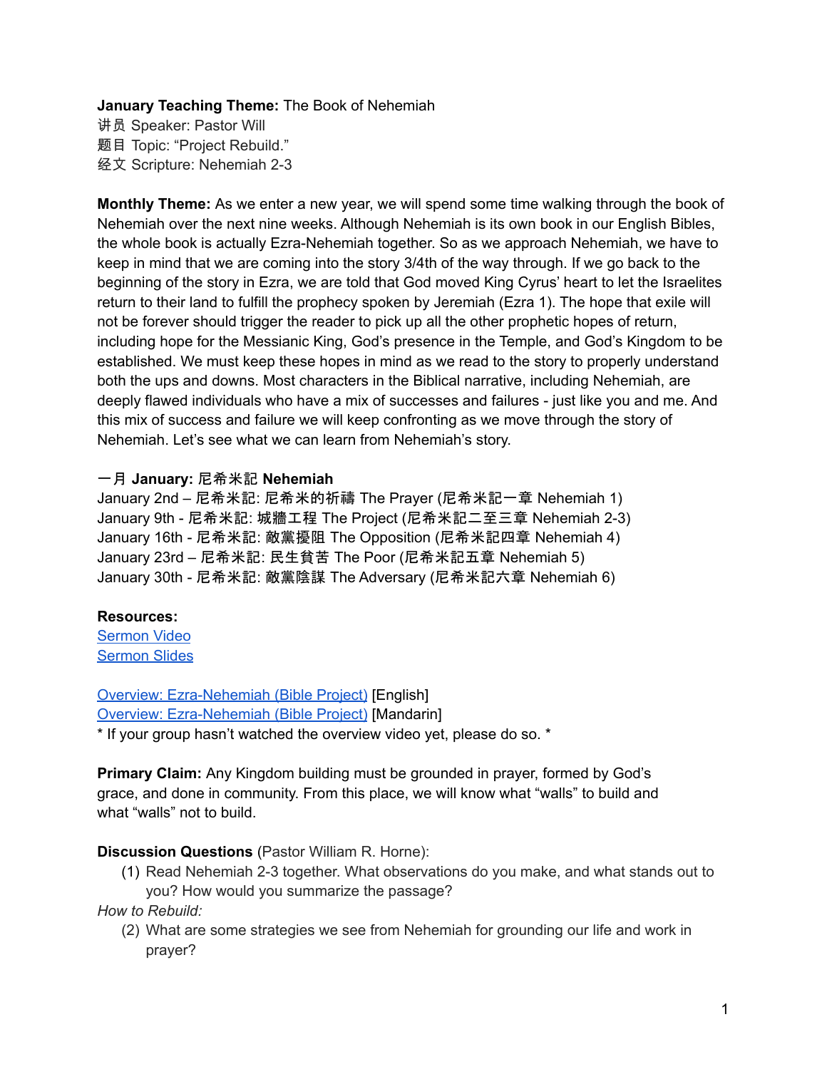**January Teaching Theme:** The Book of Nehemiah
讲员 Speaker: Pastor Will
题目 Topic: "Project Rebuild."
经文 Scripture: Nehemiah 2-3

**Monthly Theme:** As we enter a new year, we will spend some time walking through the book of Nehemiah over the next nine weeks. Although Nehemiah is its own book in our English Bibles, the whole book is actually Ezra-Nehemiah together. So as we approach Nehemiah, we have to keep in mind that we are coming into the story 3/4th of the way through. If we go back to the beginning of the story in Ezra, we are told that God moved King Cyrus' heart to let the Israelites return to their land to fulfill the prophecy spoken by Jeremiah (Ezra 1). The hope that exile will not be forever should trigger the reader to pick up all the other prophetic hopes of return, including hope for the Messianic King, God's presence in the Temple, and God's Kingdom to be established. We must keep these hopes in mind as we read to the story to properly understand both the ups and downs. Most characters in the Biblical narrative, including Nehemiah, are deeply flawed individuals who have a mix of successes and failures - just like you and me. And this mix of success and failure we will keep confronting as we move through the story of Nehemiah. Let's see what we can learn from Nehemiah's story.

**一月 January: 尼希米記 Nehemiah**
January 2nd – 尼希米記: 尼希米的祈禱 The Prayer (尼希米記一章 Nehemiah 1)
January 9th - 尼希米記: 城牆工程 The Project (尼希米記二至三章 Nehemiah 2-3)
January 16th - 尼希米記: 敵黨擾阻 The Opposition (尼希米記四章 Nehemiah 4)
January 23rd – 尼希米記: 民生貧苦 The Poor (尼希米記五章 Nehemiah 5)
January 30th - 尼希米記: 敵黨陰謀 The Adversary (尼希米記六章 Nehemiah 6)

**Resources:**
Sermon Video
Sermon Slides

Overview: Ezra-Nehemiah (Bible Project) [English]
Overview: Ezra-Nehemiah (Bible Project) [Mandarin]
* If your group hasn't watched the overview video yet, please do so. *

**Primary Claim:** Any Kingdom building must be grounded in prayer, formed by God's grace, and done in community. From this place, we will know what "walls" to build and what "walls" not to build.

**Discussion Questions** (Pastor William R. Horne):

(1) Read Nehemiah 2-3 together. What observations do you make, and what stands out to you? How would you summarize the passage?

*How to Rebuild:*

(2) What are some strategies we see from Nehemiah for grounding our life and work in prayer?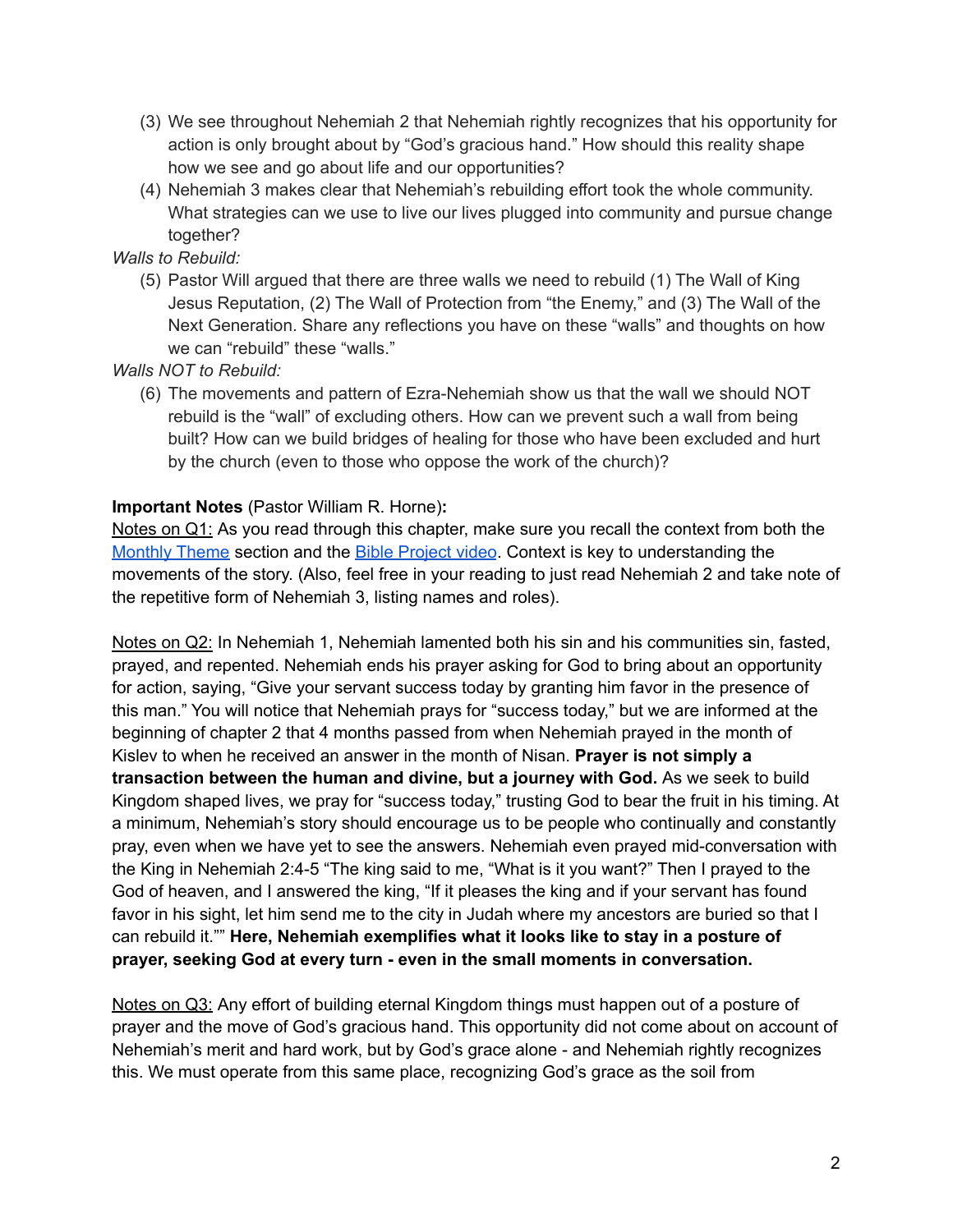(3) We see throughout Nehemiah 2 that Nehemiah rightly recognizes that his opportunity for action is only brought about by "God's gracious hand." How should this reality shape how we see and go about life and our opportunities?

(4) Nehemiah 3 makes clear that Nehemiah's rebuilding effort took the whole community. What strategies can we use to live our lives plugged into community and pursue change together?

*Walls to Rebuild:*

(5) Pastor Will argued that there are three walls we need to rebuild (1) The Wall of King Jesus Reputation, (2) The Wall of Protection from "the Enemy," and (3) The Wall of the Next Generation. Share any reflections you have on these "walls" and thoughts on how we can "rebuild" these "walls."

*Walls NOT to Rebuild:*

(6) The movements and pattern of Ezra-Nehemiah show us that the wall we should NOT rebuild is the "wall" of excluding others. How can we prevent such a wall from being built? How can we build bridges of healing for those who have been excluded and hurt by the church (even to those who oppose the work of the church)?

**Important Notes** (Pastor William R. Horne)**:**

<u>Notes on Q1:</u> As you read through this chapter, make sure you recall the context from both the [Monthly Theme]() section and the [Bible Project video](). Context is key to understanding the movements of the story. (Also, feel free in your reading to just read Nehemiah 2 and take note of the repetitive form of Nehemiah 3, listing names and roles).

<u>Notes on Q2:</u> In Nehemiah 1, Nehemiah lamented both his sin and his communities sin, fasted, prayed, and repented. Nehemiah ends his prayer asking for God to bring about an opportunity for action, saying, "Give your servant success today by granting him favor in the presence of this man." You will notice that Nehemiah prays for "success today," but we are informed at the beginning of chapter 2 that 4 months passed from when Nehemiah prayed in the month of Kislev to when he received an answer in the month of Nisan. **Prayer is not simply a transaction between the human and divine, but a journey with God.** As we seek to build Kingdom shaped lives, we pray for "success today," trusting God to bear the fruit in his timing. At a minimum, Nehemiah's story should encourage us to be people who continually and constantly pray, even when we have yet to see the answers. Nehemiah even prayed mid-conversation with the King in Nehemiah 2:4-5 "The king said to me, "What is it you want?" Then I prayed to the God of heaven, and I answered the king, "If it pleases the king and if your servant has found favor in his sight, let him send me to the city in Judah where my ancestors are buried so that I can rebuild it."" **Here, Nehemiah exemplifies what it looks like to stay in a posture of prayer, seeking God at every turn - even in the small moments in conversation.**

<u>Notes on Q3:</u> Any effort of building eternal Kingdom things must happen out of a posture of prayer and the move of God's gracious hand. This opportunity did not come about on account of Nehemiah's merit and hard work, but by God's grace alone - and Nehemiah rightly recognizes this. We must operate from this same place, recognizing God's grace as the soil from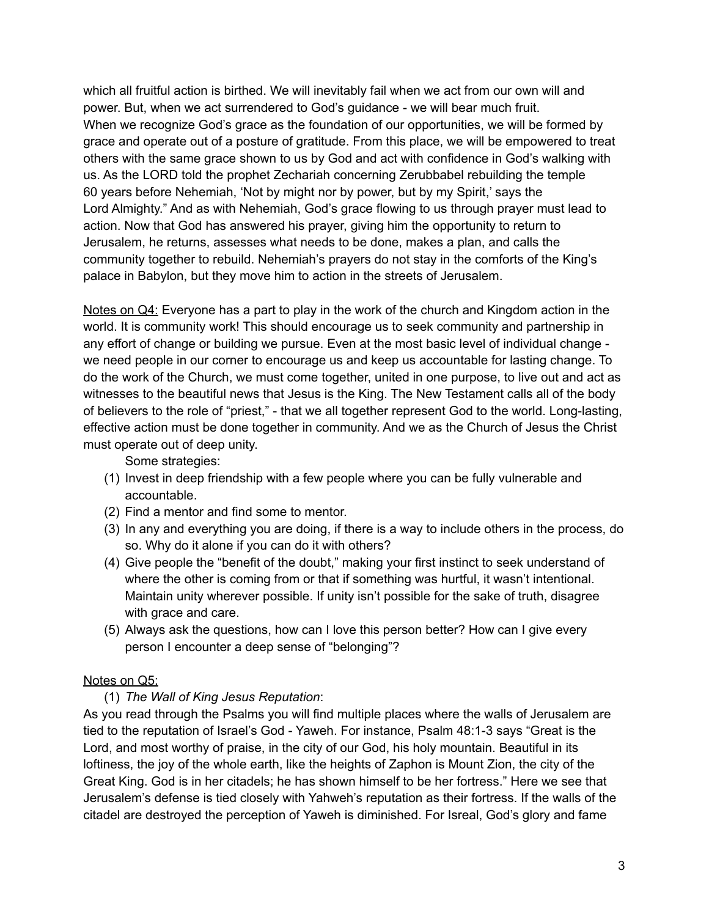which all fruitful action is birthed. We will inevitably fail when we act from our own will and power. But, when we act surrendered to God's guidance - we will bear much fruit.
When we recognize God's grace as the foundation of our opportunities, we will be formed by grace and operate out of a posture of gratitude. From this place, we will be empowered to treat others with the same grace shown to us by God and act with confidence in God's walking with us. As the LORD told the prophet Zechariah concerning Zerubbabel rebuilding the temple 60 years before Nehemiah, 'Not by might nor by power, but by my Spirit,' says the Lord Almighty." And as with Nehemiah, God's grace flowing to us through prayer must lead to action. Now that God has answered his prayer, giving him the opportunity to return to Jerusalem, he returns, assesses what needs to be done, makes a plan, and calls the community together to rebuild. Nehemiah's prayers do not stay in the comforts of the King's palace in Babylon, but they move him to action in the streets of Jerusalem.

<u>Notes on Q4:</u> Everyone has a part to play in the work of the church and Kingdom action in the world. It is community work! This should encourage us to seek community and partnership in any effort of change or building we pursue. Even at the most basic level of individual change - we need people in our corner to encourage us and keep us accountable for lasting change. To do the work of the Church, we must come together, united in one purpose, to live out and act as witnesses to the beautiful news that Jesus is the King. The New Testament calls all of the body of believers to the role of "priest," - that we all together represent God to the world. Long-lasting, effective action must be done together in community. And we as the Church of Jesus the Christ must operate out of deep unity.

Some strategies:

(1) Invest in deep friendship with a few people where you can be fully vulnerable and accountable.
(2) Find a mentor and find some to mentor.
(3) In any and everything you are doing, if there is a way to include others in the process, do so. Why do it alone if you can do it with others?
(4) Give people the "benefit of the doubt," making your first instinct to seek understand of where the other is coming from or that if something was hurtful, it wasn't intentional. Maintain unity wherever possible. If unity isn't possible for the sake of truth, disagree with grace and care.
(5) Always ask the questions, how can I love this person better? How can I give every person I encounter a deep sense of "belonging"?

<u>Notes on Q5:</u>

(1) *The Wall of King Jesus Reputation*:

As you read through the Psalms you will find multiple places where the walls of Jerusalem are tied to the reputation of Israel's God - Yaweh. For instance, Psalm 48:1-3 says "Great is the Lord, and most worthy of praise, in the city of our God, his holy mountain. Beautiful in its loftiness, the joy of the whole earth, like the heights of Zaphon is Mount Zion, the city of the Great King. God is in her citadels; he has shown himself to be her fortress." Here we see that Jerusalem's defense is tied closely with Yahweh's reputation as their fortress. If the walls of the citadel are destroyed the perception of Yaweh is diminished. For Isreal, God's glory and fame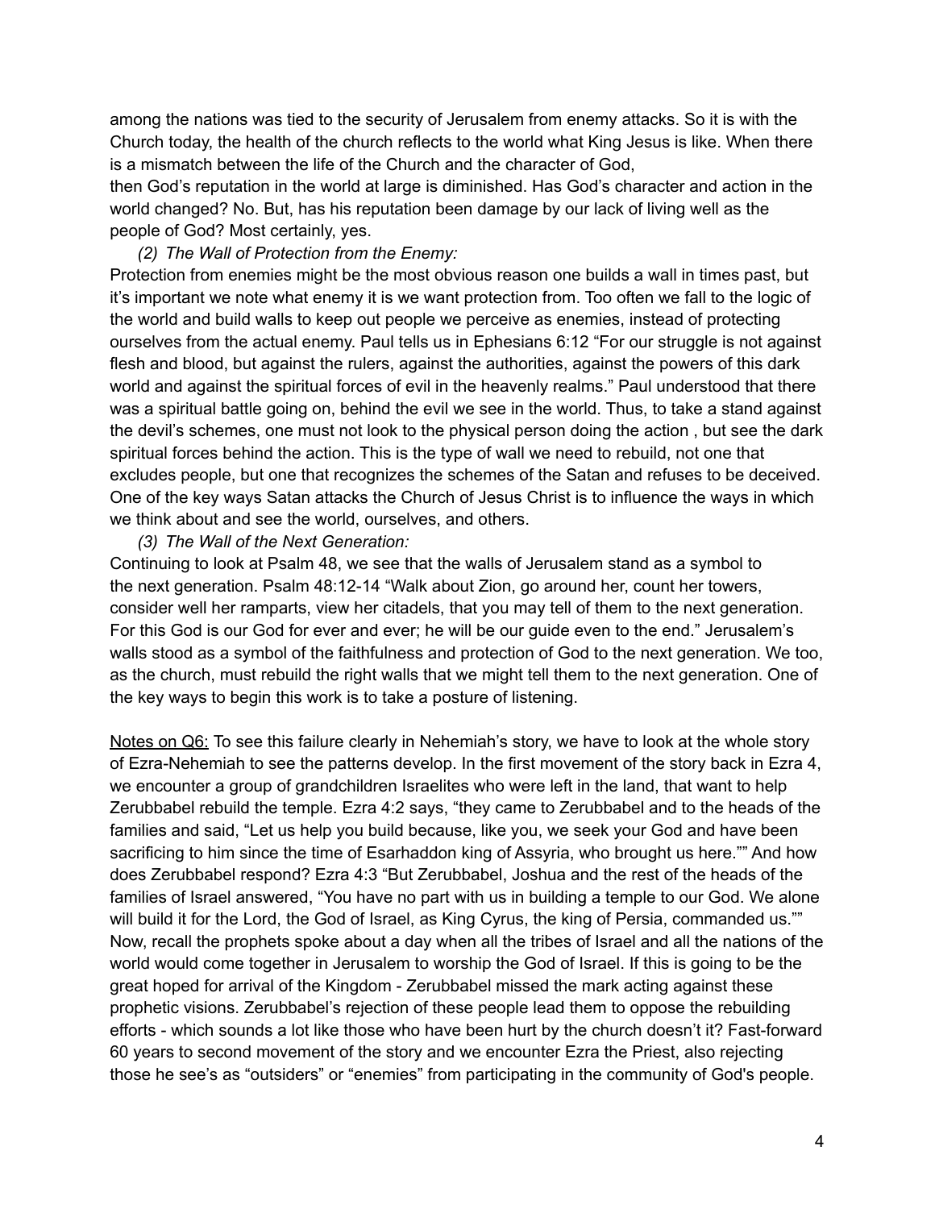among the nations was tied to the security of Jerusalem from enemy attacks. So it is with the Church today, the health of the church reflects to the world what King Jesus is like. When there is a mismatch between the life of the Church and the character of God,
then God's reputation in the world at large is diminished. Has God's character and action in the world changed? No. But, has his reputation been damage by our lack of living well as the people of God? Most certainly, yes.

*(2) The Wall of Protection from the Enemy:*
Protection from enemies might be the most obvious reason one builds a wall in times past, but it's important we note what enemy it is we want protection from. Too often we fall to the logic of the world and build walls to keep out people we perceive as enemies, instead of protecting ourselves from the actual enemy. Paul tells us in Ephesians 6:12 "For our struggle is not against flesh and blood, but against the rulers, against the authorities, against the powers of this dark world and against the spiritual forces of evil in the heavenly realms." Paul understood that there was a spiritual battle going on, behind the evil we see in the world. Thus, to take a stand against the devil's schemes, one must not look to the physical person doing the action , but see the dark spiritual forces behind the action. This is the type of wall we need to rebuild, not one that excludes people, but one that recognizes the schemes of the Satan and refuses to be deceived. One of the key ways Satan attacks the Church of Jesus Christ is to influence the ways in which we think about and see the world, ourselves, and others.

*(3) The Wall of the Next Generation:*
Continuing to look at Psalm 48, we see that the walls of Jerusalem stand as a symbol to the next generation. Psalm 48:12-14 "Walk about Zion, go around her, count her towers, consider well her ramparts, view her citadels, that you may tell of them to the next generation. For this God is our God for ever and ever; he will be our guide even to the end." Jerusalem's walls stood as a symbol of the faithfulness and protection of God to the next generation. We too, as the church, must rebuild the right walls that we might tell them to the next generation. One of the key ways to begin this work is to take a posture of listening.

<u>Notes on Q6:</u> To see this failure clearly in Nehemiah's story, we have to look at the whole story of Ezra-Nehemiah to see the patterns develop. In the first movement of the story back in Ezra 4, we encounter a group of grandchildren Israelites who were left in the land, that want to help Zerubbabel rebuild the temple. Ezra 4:2 says, "they came to Zerubbabel and to the heads of the families and said, "Let us help you build because, like you, we seek your God and have been sacrificing to him since the time of Esarhaddon king of Assyria, who brought us here."" And how does Zerubbabel respond? Ezra 4:3 "But Zerubbabel, Joshua and the rest of the heads of the families of Israel answered, "You have no part with us in building a temple to our God. We alone will build it for the Lord, the God of Israel, as King Cyrus, the king of Persia, commanded us."" Now, recall the prophets spoke about a day when all the tribes of Israel and all the nations of the world would come together in Jerusalem to worship the God of Israel. If this is going to be the great hoped for arrival of the Kingdom - Zerubbabel missed the mark acting against these prophetic visions. Zerubbabel's rejection of these people lead them to oppose the rebuilding efforts - which sounds a lot like those who have been hurt by the church doesn't it? Fast-forward 60 years to second movement of the story and we encounter Ezra the Priest, also rejecting those he see's as "outsiders" or "enemies" from participating in the community of God's people.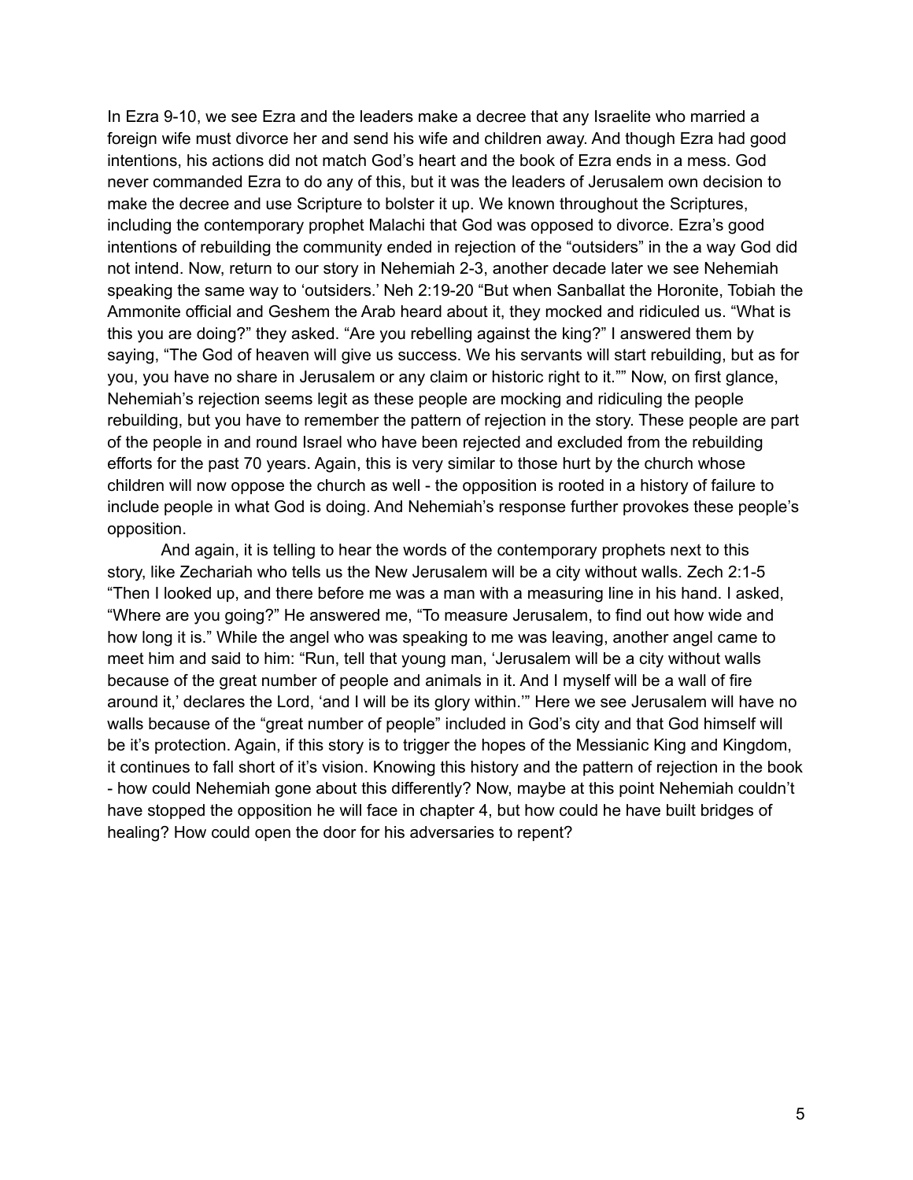In Ezra 9-10, we see Ezra and the leaders make a decree that any Israelite who married a foreign wife must divorce her and send his wife and children away. And though Ezra had good intentions, his actions did not match God's heart and the book of Ezra ends in a mess. God never commanded Ezra to do any of this, but it was the leaders of Jerusalem own decision to make the decree and use Scripture to bolster it up. We known throughout the Scriptures, including the contemporary prophet Malachi that God was opposed to divorce. Ezra's good intentions of rebuilding the community ended in rejection of the "outsiders" in the a way God did not intend. Now, return to our story in Nehemiah 2-3, another decade later we see Nehemiah speaking the same way to 'outsiders.' Neh 2:19-20 "But when Sanballat the Horonite, Tobiah the Ammonite official and Geshem the Arab heard about it, they mocked and ridiculed us. "What is this you are doing?" they asked. "Are you rebelling against the king?" I answered them by saying, "The God of heaven will give us success. We his servants will start rebuilding, but as for you, you have no share in Jerusalem or any claim or historic right to it."" Now, on first glance, Nehemiah's rejection seems legit as these people are mocking and ridiculing the people rebuilding, but you have to remember the pattern of rejection in the story. These people are part of the people in and round Israel who have been rejected and excluded from the rebuilding efforts for the past 70 years. Again, this is very similar to those hurt by the church whose children will now oppose the church as well - the opposition is rooted in a history of failure to include people in what God is doing. And Nehemiah's response further provokes these people's opposition.

And again, it is telling to hear the words of the contemporary prophets next to this story, like Zechariah who tells us the New Jerusalem will be a city without walls. Zech 2:1-5 "Then I looked up, and there before me was a man with a measuring line in his hand. I asked, "Where are you going?" He answered me, "To measure Jerusalem, to find out how wide and how long it is." While the angel who was speaking to me was leaving, another angel came to meet him and said to him: "Run, tell that young man, 'Jerusalem will be a city without walls because of the great number of people and animals in it. And I myself will be a wall of fire around it,' declares the Lord, 'and I will be its glory within.'" Here we see Jerusalem will have no walls because of the "great number of people" included in God's city and that God himself will be it's protection. Again, if this story is to trigger the hopes of the Messianic King and Kingdom, it continues to fall short of it's vision. Knowing this history and the pattern of rejection in the book - how could Nehemiah gone about this differently? Now, maybe at this point Nehemiah couldn't have stopped the opposition he will face in chapter 4, but how could he have built bridges of healing? How could open the door for his adversaries to repent?